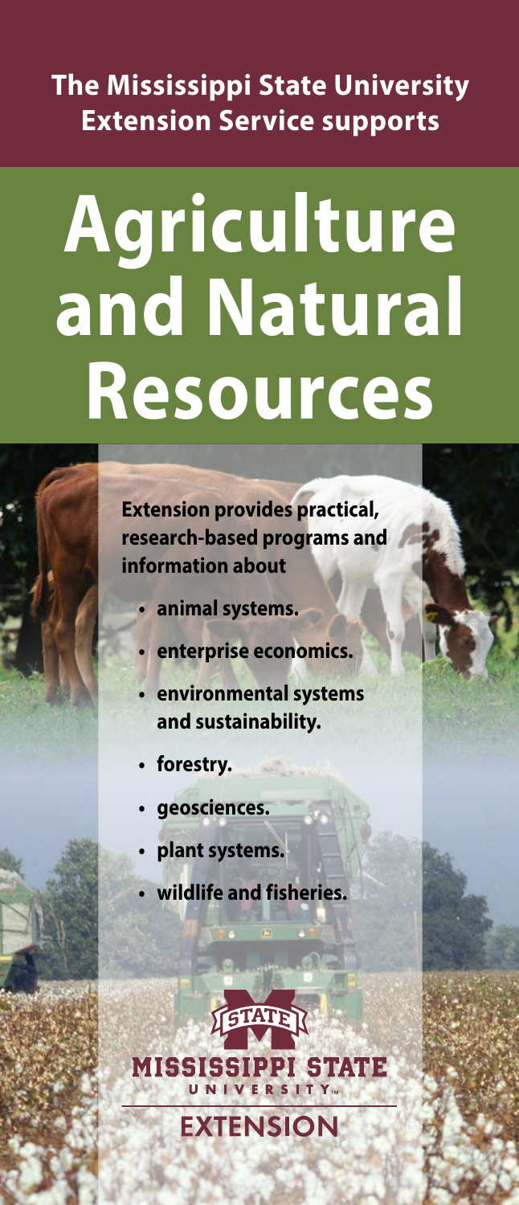**The Mississippi State University Extension Service supports**

# Agriculture and Natural Resources

**Extension provides practical, research-based programs and information about**

- **animal systems.**
- **enterprise economics.**
- **environmental systems and sustainability.**
- **forestry.**
- **geosciences.**
- **plant systems.**
- **wildlife and fisheries.**

MISSISSIPPI STATE UNIVERSITY™

EXTENSION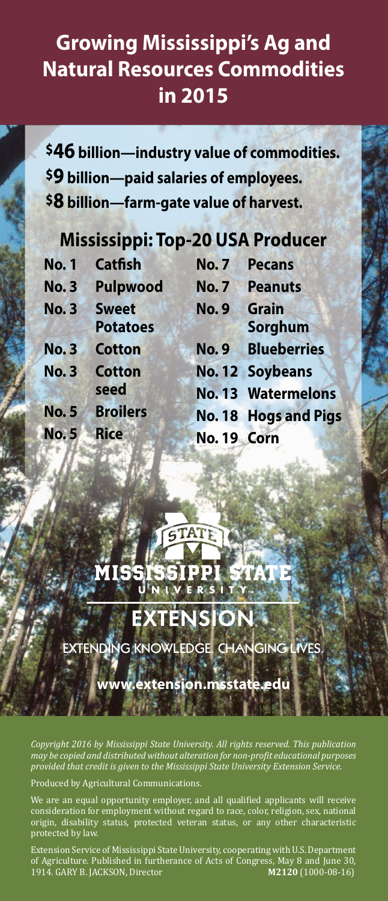# Growing Mississippi's Ag and Natural Resources Commodities in 2015

**$46 billion—industry value of commodities.**
**$9 billion—paid salaries of employees.**
**$8 billion—farm-gate value of harvest.**

## Mississippi: Top-20 USA Producer

| | | | |
|---|---|---|---|
| **No. 1** | **Catfish** | **No. 7** | **Pecans** |
| **No. 3** | **Pulpwood** | **No. 7** | **Peanuts** |
| **No. 3** | **Sweet Potatoes** | **No. 9** | **Grain Sorghum** |
| **No. 3** | **Cotton** | **No. 9** | **Blueberries** |
| **No. 3** | **Cotton seed** | **No. 12** | **Soybeans** |
| **No. 5** | **Broilers** | **No. 13** | **Watermelons** |
| **No. 5** | **Rice** | **No. 18** | **Hogs and Pigs** |
| | | **No. 19** | **Corn** |

MISSISSIPPI STATE UNIVERSITY™

EXTENSION

EXTENDING KNOWLEDGE. CHANGING LIVES.

**www.extension.msstate.edu**

*Copyright 2016 by Mississippi State University. All rights reserved. This publication may be copied and distributed without alteration for non-profit educational purposes provided that credit is given to the Mississippi State University Extension Service.*

Produced by Agricultural Communications.

We are an equal opportunity employer, and all qualified applicants will receive consideration for employment without regard to race, color, religion, sex, national origin, disability status, protected veteran status, or any other characteristic protected by law.

Extension Service of Mississippi State University, cooperating with U.S. Department of Agriculture. Published in furtherance of Acts of Congress, May 8 and June 30, 1914. GARY B. JACKSON, Director **M2120** (1000-08-16)